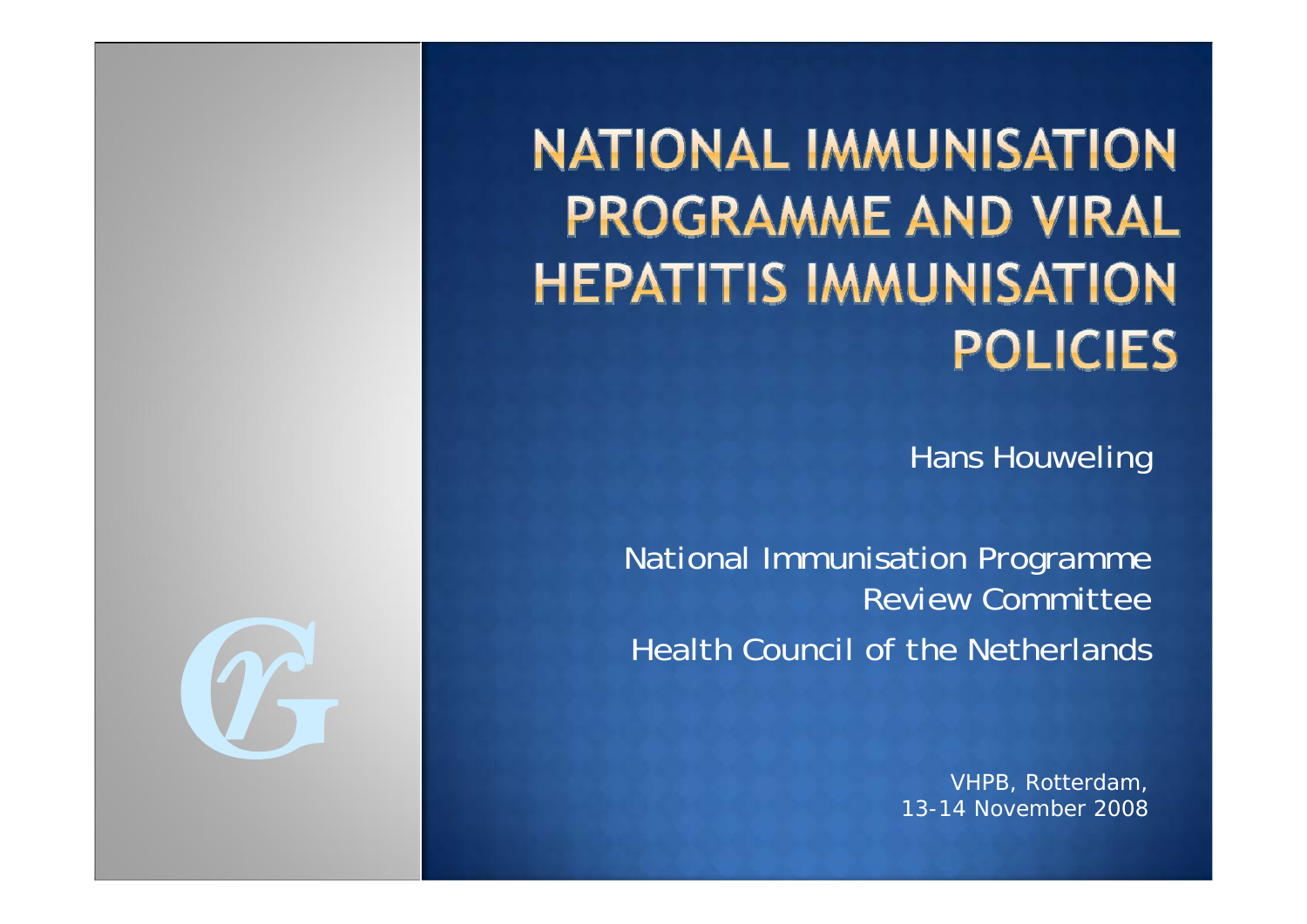# NATIONAL IMMUNISATION PROGRAMME AND VIRAL HEPATITIS IMMUNISATION POLICIES

Hans Houweling

National Immunisation Programme Review Committee

Health Council of the Netherlands

VHPB, Rotterdam,
13-14 November 2008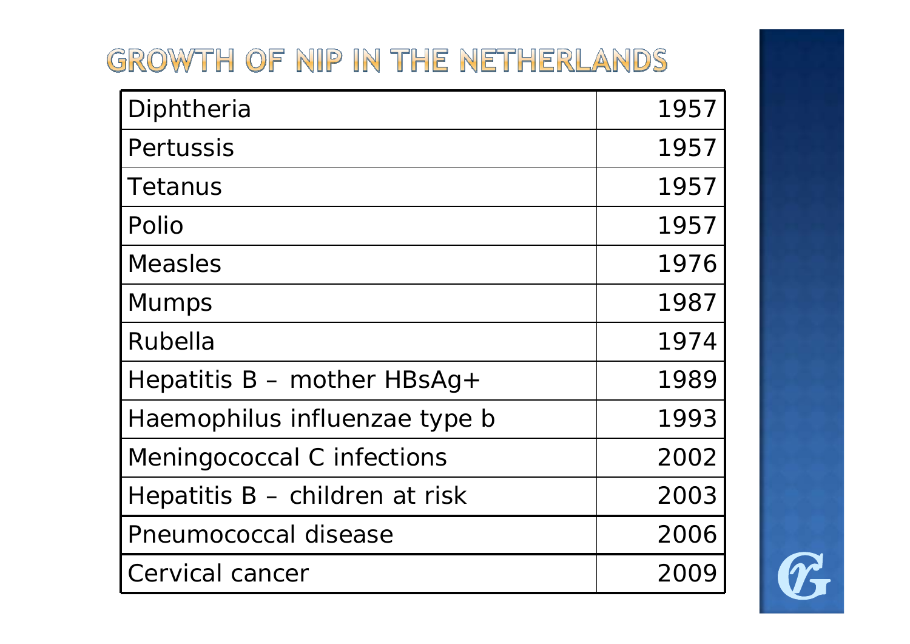# GROWTH OF NIP IN THE NETHERLANDS

| | |
|---|---|
| Diphtheria | 1957 |
| Pertussis | 1957 |
| Tetanus | 1957 |
| Polio | 1957 |
| Measles | 1976 |
| Mumps | 1987 |
| Rubella | 1974 |
| Hepatitis B – mother HBsAg+ | 1989 |
| Haemophilus influenzae type b | 1993 |
| Meningococcal C infections | 2002 |
| Hepatitis B – children at risk | 2003 |
| Pneumococcal disease | 2006 |
| Cervical cancer | 2009 |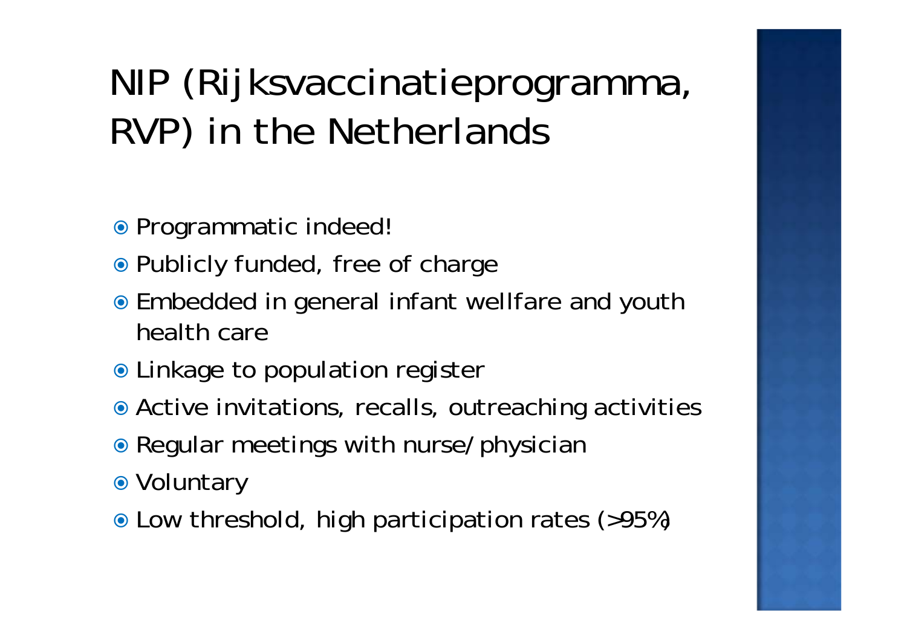# NIP (Rijksvaccinatieprogramma, RVP) in the Netherlands

- Programmatic indeed!
- Publicly funded, free of charge
- Embedded in general infant wellfare and youth health care
- Linkage to population register
- Active invitations, recalls, outreaching activities
- Regular meetings with nurse/physician
- Voluntary
- Low threshold, high participation rates (>95%)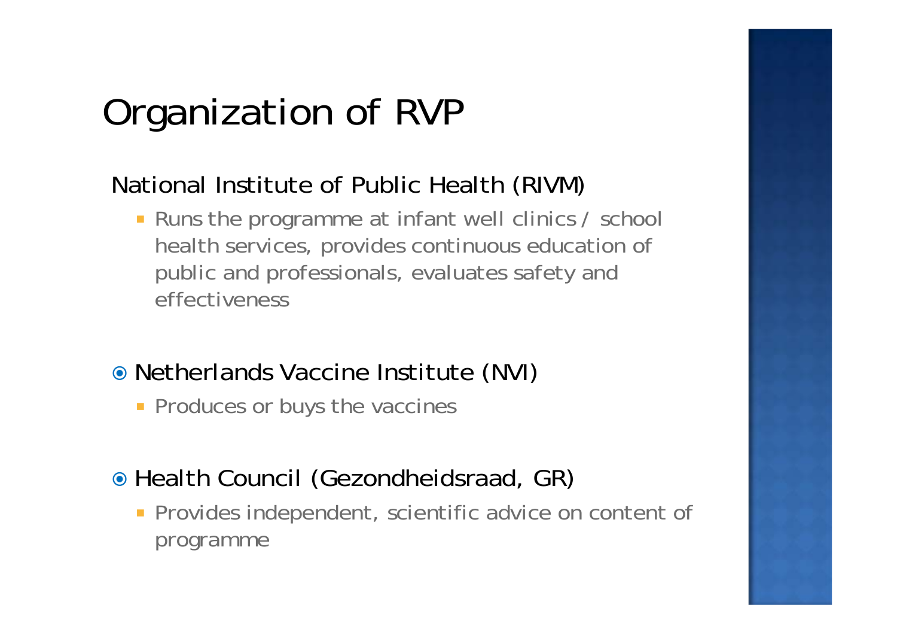# Organization of RVP

National Institute of Public Health (RIVM)

- Runs the programme at infant well clinics / school health services, provides continuous education of public and professionals, evaluates safety and effectiveness

- Netherlands Vaccine Institute (NVI)
  - Produces or buys the vaccines

- Health Council (Gezondheidsraad, GR)
  - Provides independent, scientific advice on content of programme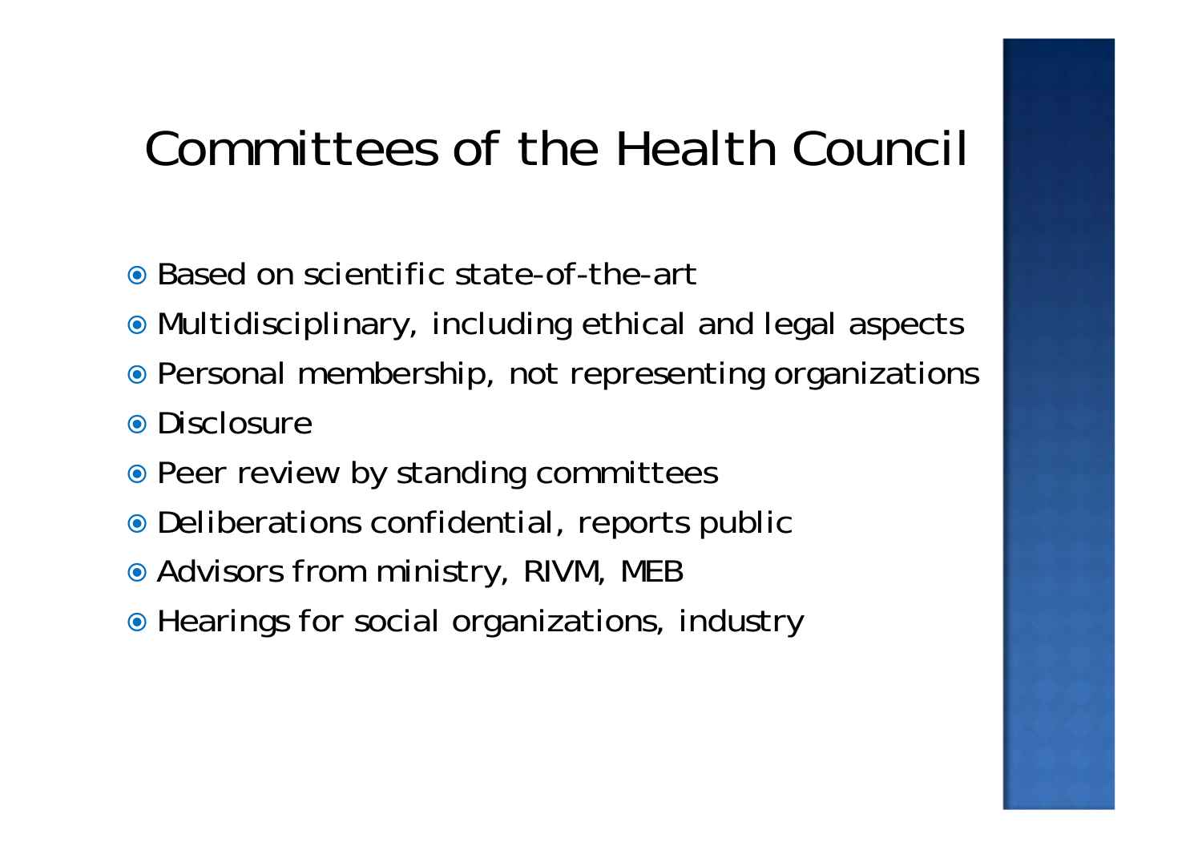# Committees of the Health Council

- Based on scientific state-of-the-art
- Multidisciplinary, including ethical and legal aspects
- Personal membership, not representing organizations
- Disclosure
- Peer review by standing committees
- Deliberations confidential, reports public
- Advisors from ministry, RIVM, MEB
- Hearings for social organizations, industry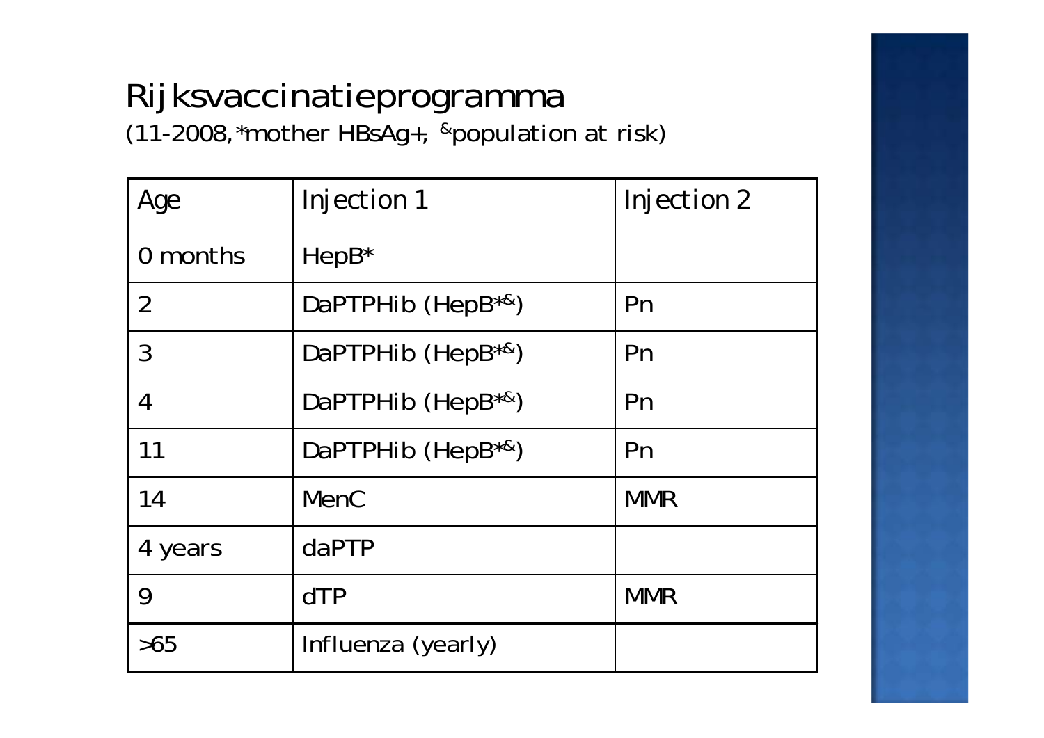# Rijksvaccinatieprogramma

(11-2008, *mother HBsAg+, &population at risk)

| Age | Injection 1 | Injection 2 |
| --- | --- | --- |
| 0 months | HepB* | |
| 2 | DaPTPHib (HepB*&) | Pn |
| 3 | DaPTPHib (HepB*&) | Pn |
| 4 | DaPTPHib (HepB*&) | Pn |
| 11 | DaPTPHib (HepB*&) | Pn |
| 14 | MenC | MMR |
| 4 years | daPTP | |
| 9 | dTP | MMR |
| >65 | Influenza (yearly) | |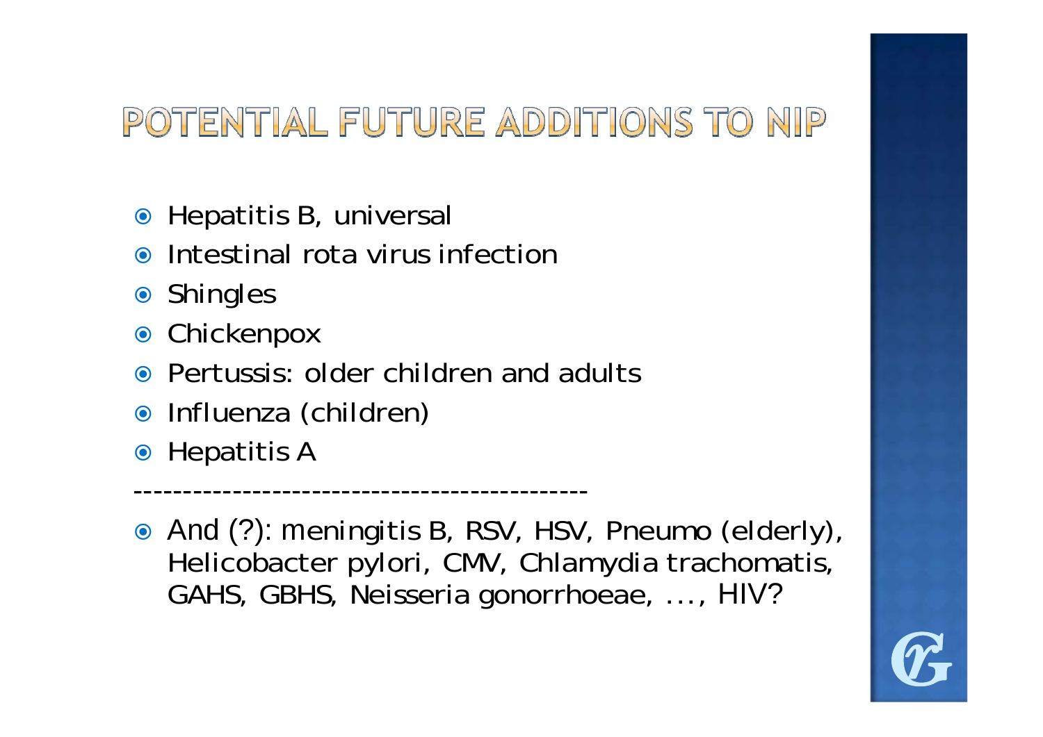# POTENTIAL FUTURE ADDITIONS TO NIP

- Hepatitis B, universal
- Intestinal rota virus infection
- Shingles
- Chickenpox
- Pertussis: older children and adults
- Influenza (children)
- Hepatitis A

---

- And (?): meningitis B, RSV, HSV, Pneumo (elderly), Helicobacter pylori, CMV, Chlamydia trachomatis, GAHS, GBHS, Neisseria gonorrhoeae, …, HIV?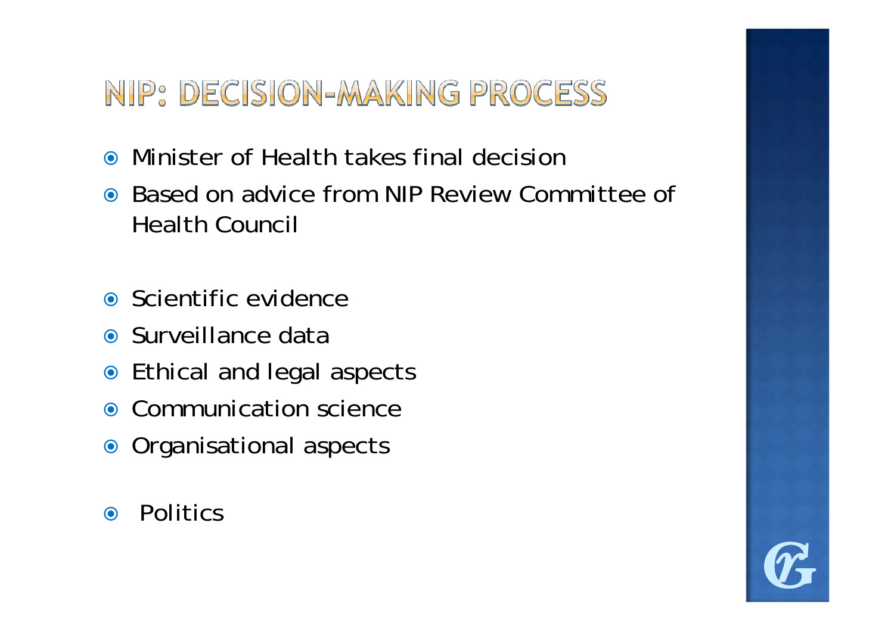# NIP: DECISION-MAKING PROCESS

- Minister of Health takes final decision
- Based on advice from NIP Review Committee of Health Council

- Scientific evidence
- Surveillance data
- Ethical and legal aspects
- Communication science
- Organisational aspects

- Politics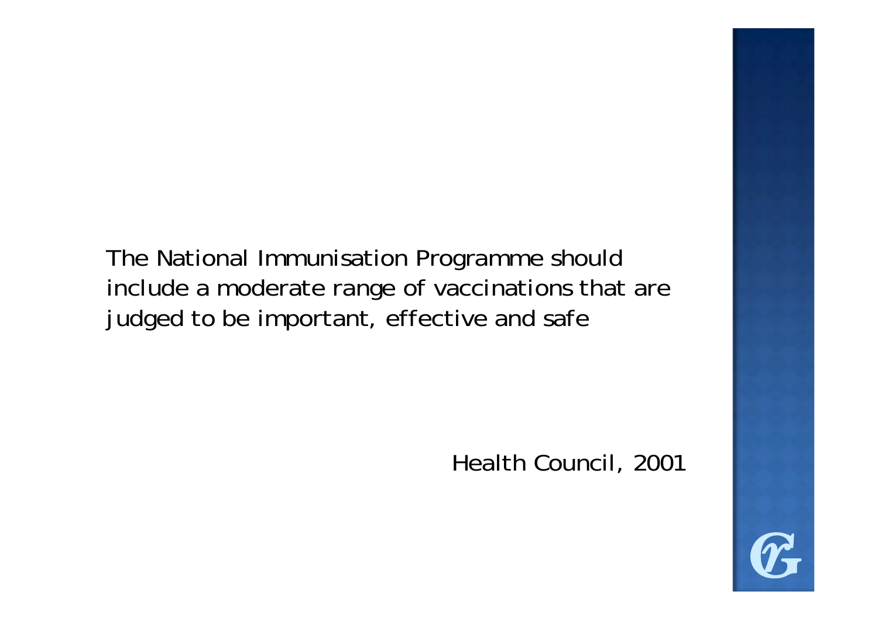The National Immunisation Programme should include a moderate range of vaccinations that are judged to be important, effective and safe

Health Council, 2001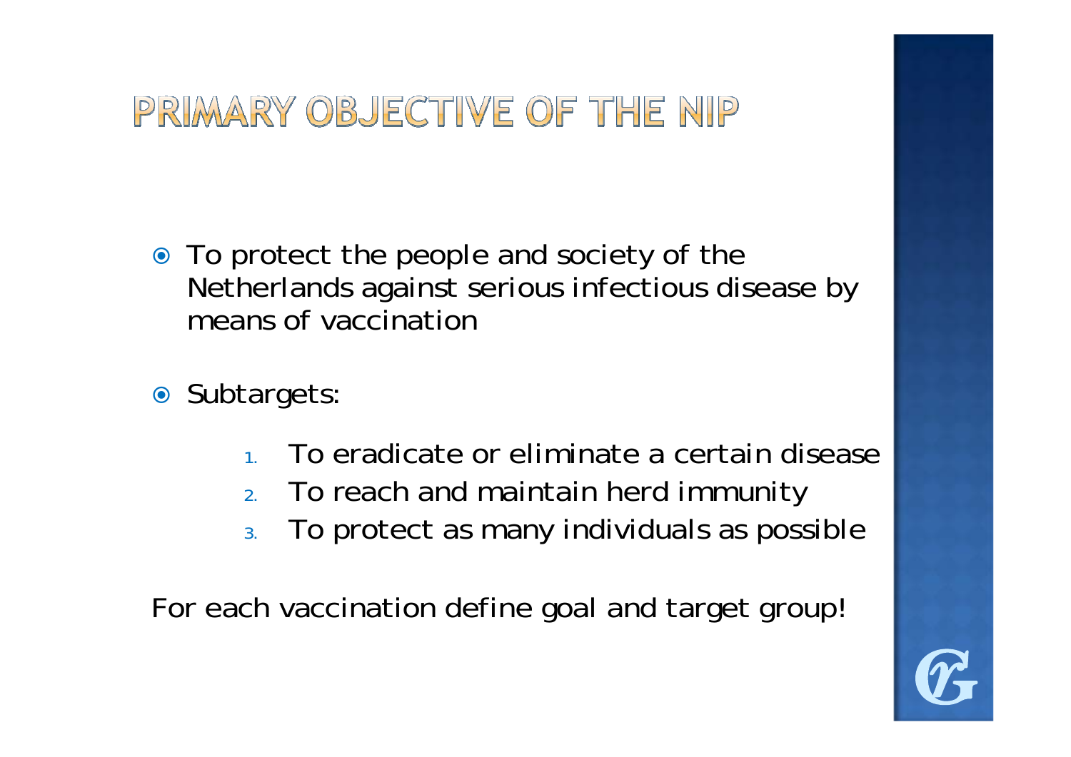# PRIMARY OBJECTIVE OF THE NIP

- To protect the people and society of the Netherlands against serious infectious disease by means of vaccination
- Subtargets:
  1. To eradicate or eliminate a certain disease
  2. To reach and maintain herd immunity
  3. To protect as many individuals as possible

For each vaccination define goal and target group!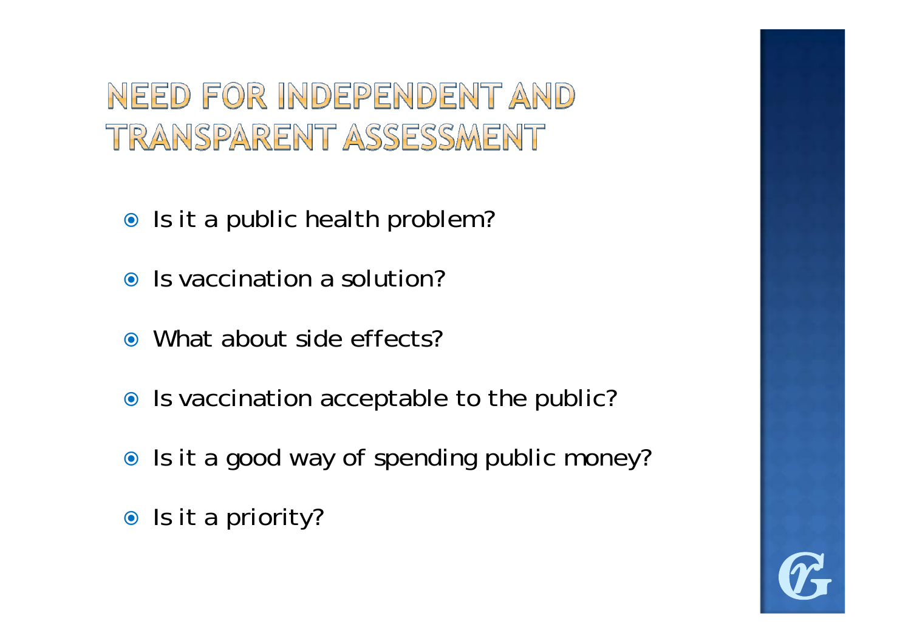# NEED FOR INDEPENDENT AND TRANSPARENT ASSESSMENT

- Is it a public health problem?
- Is vaccination a solution?
- What about side effects?
- Is vaccination acceptable to the public?
- Is it a good way of spending public money?
- Is it a priority?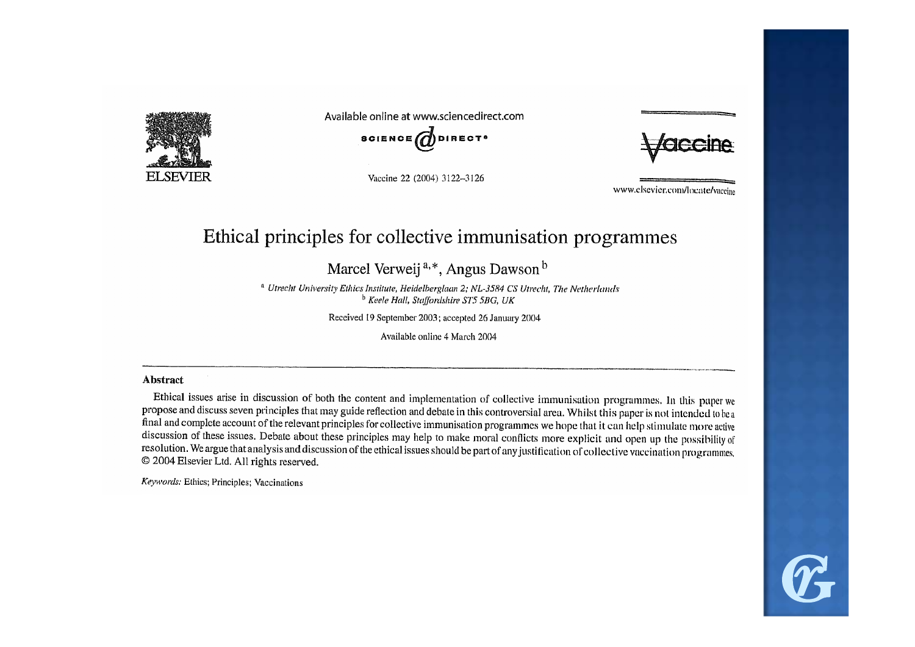Available online at www.sciencedirect.com

SCIENCE DIRECT

Vaccine

www.elsevier.com/locate/vaccine

# Ethical principles for collective immunisation programmes

Marcel Verweij [a,*], Angus Dawson [b]

[a] Utrecht University Ethics Institute, Heidelberglaan 2; NL-3584 CS Utrecht, The Netherlands
[b] Keele Hall, Staffordshire ST5 5BG, UK

Received 19 September 2003; accepted 26 January 2004

Available online 4 March 2004

## Abstract

Ethical issues arise in discussion of both the content and implementation of collective immunisation programmes. In this paper we propose and discuss seven principles that may guide reflection and debate in this controversial area. Whilst this paper is not intended to be a final and complete account of the relevant principles for collective immunisation programmes we hope that it can help stimulate more active discussion of these issues. Debate about these principles may help to make moral conflicts more explicit and open up the possibility of resolution. We argue that analysis and discussion of the ethical issues should be part of any justification of collective vaccination programmes.
© 2004 Elsevier Ltd. All rights reserved.

*Keywords:* Ethics; Principles; Vaccinations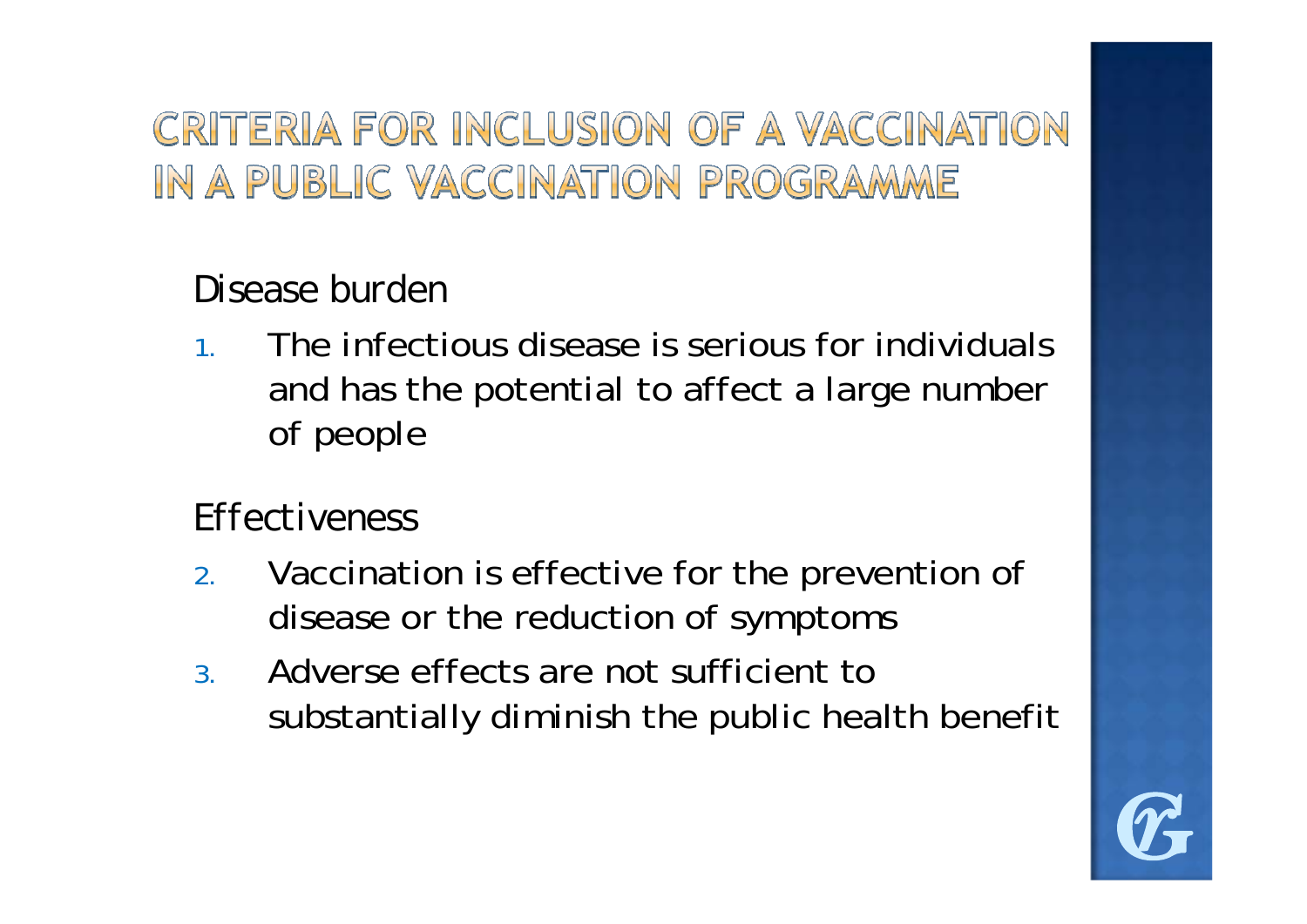# CRITERIA FOR INCLUSION OF A VACCINATION IN A PUBLIC VACCINATION PROGRAMME

## Disease burden

1. The infectious disease is serious for individuals and has the potential to affect a large number of people

## Effectiveness

2. Vaccination is effective for the prevention of disease or the reduction of symptoms
3. Adverse effects are not sufficient to substantially diminish the public health benefit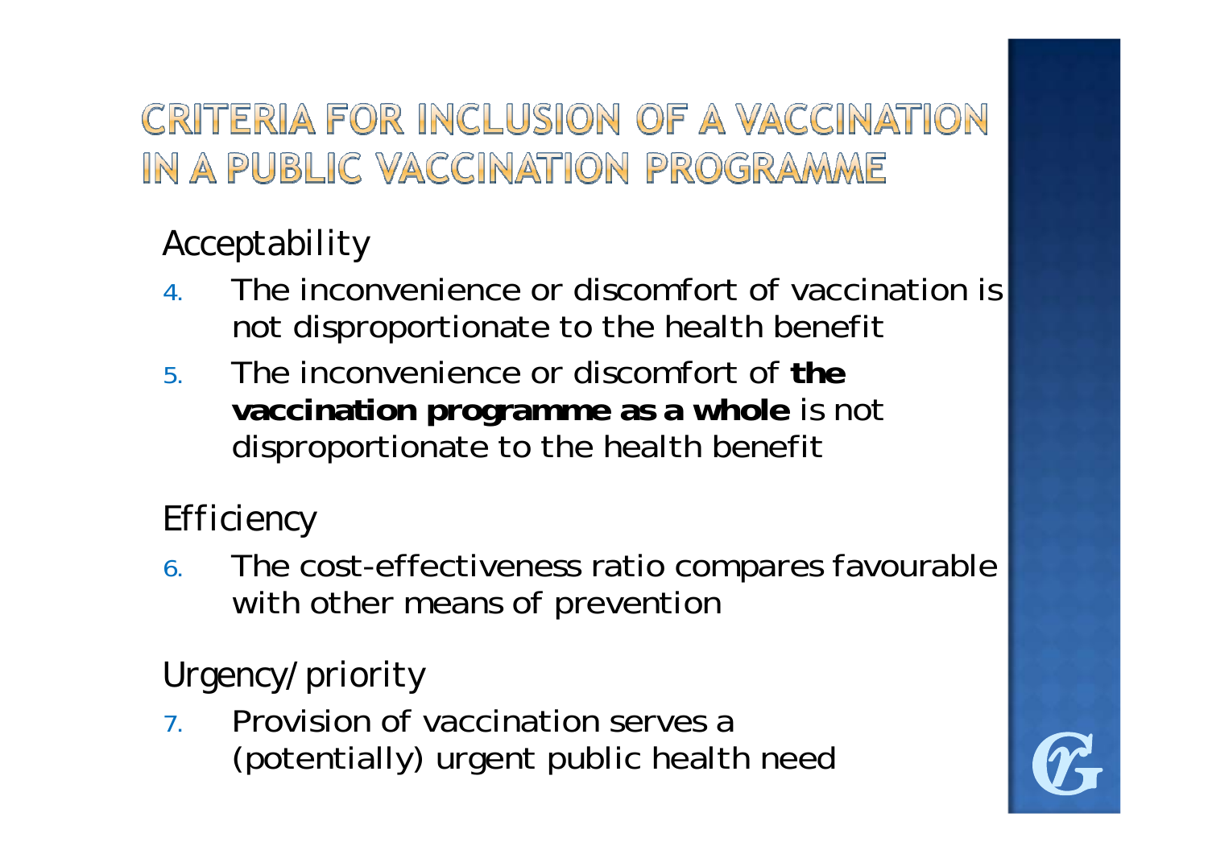# CRITERIA FOR INCLUSION OF A VACCINATION IN A PUBLIC VACCINATION PROGRAMME

## Acceptability

4. The inconvenience or discomfort of vaccination is not disproportionate to the health benefit
5. The inconvenience or discomfort of **the vaccination programme as a whole** is not disproportionate to the health benefit

## Efficiency

6. The cost-effectiveness ratio compares favourable with other means of prevention

## Urgency/priority

7. Provision of vaccination serves a (potentially) urgent public health need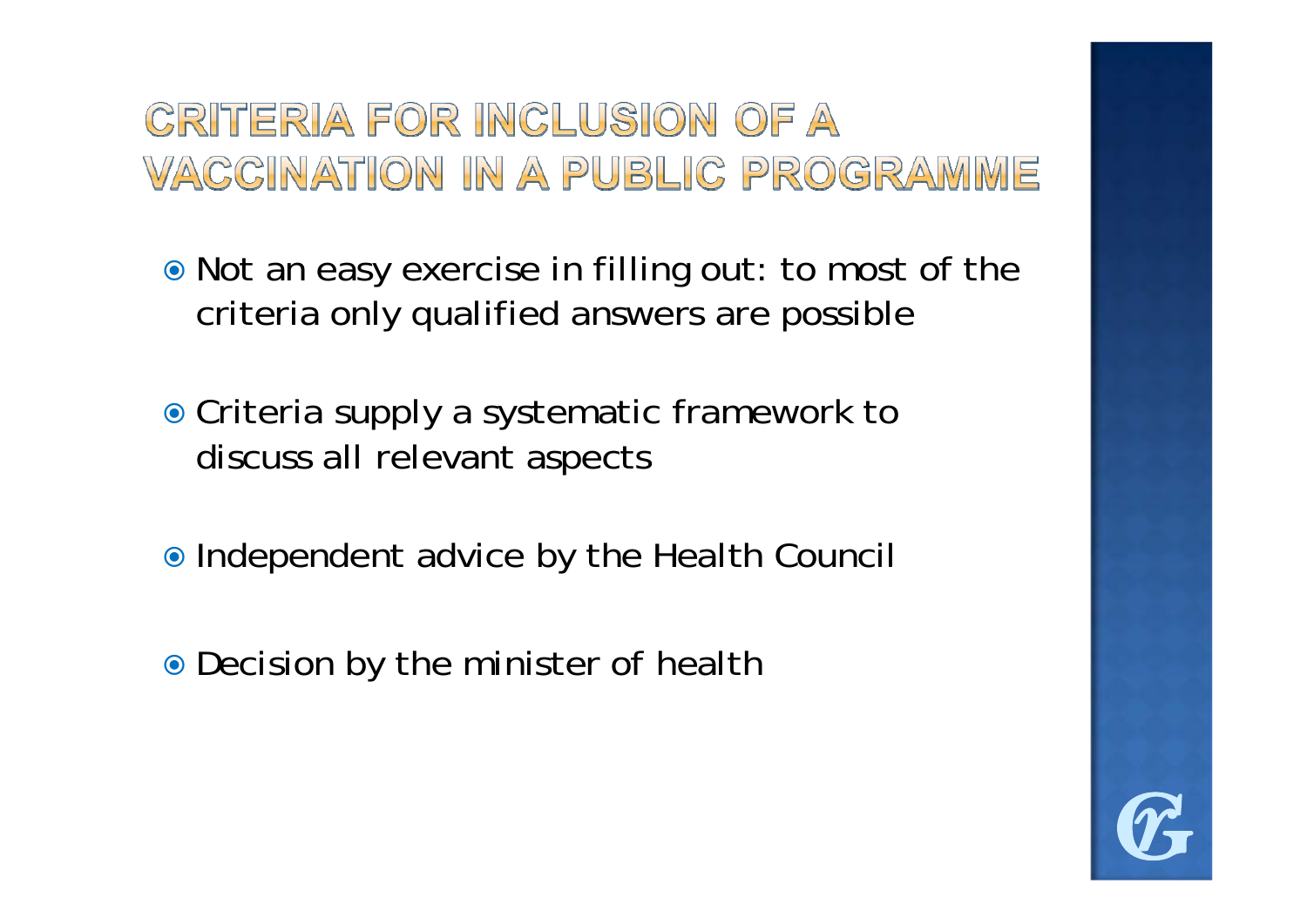# CRITERIA FOR INCLUSION OF A VACCINATION IN A PUBLIC PROGRAMME

- Not an easy exercise in filling out: to most of the criteria only qualified answers are possible
- Criteria supply a systematic framework to discuss all relevant aspects
- Independent advice by the Health Council
- Decision by the minister of health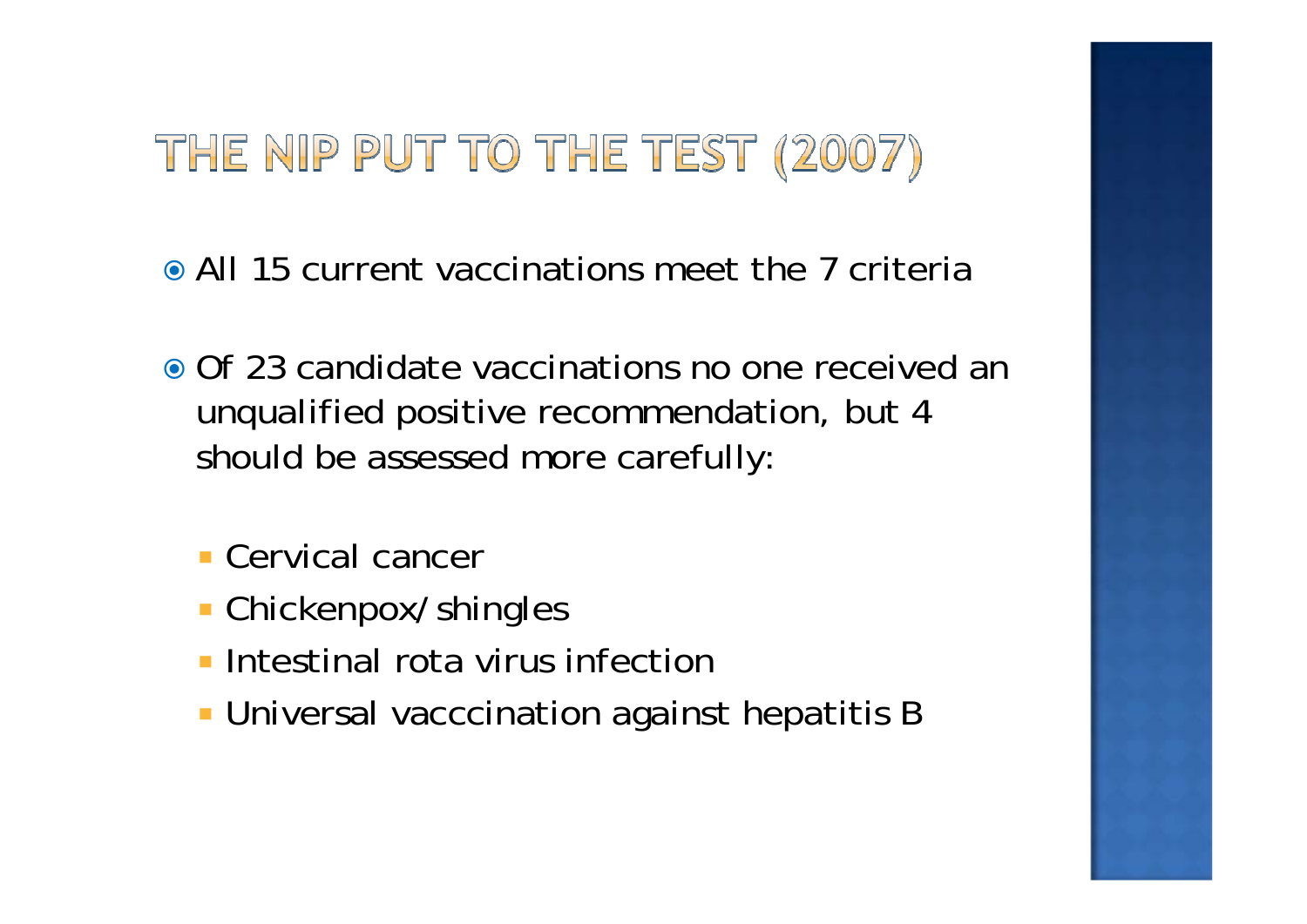# THE NIP PUT TO THE TEST (2007)

- All 15 current vaccinations meet the 7 criteria
- Of 23 candidate vaccinations no one received an unqualified positive recommendation, but 4 should be assessed more carefully:
  - Cervical cancer
  - Chickenpox/shingles
  - Intestinal rota virus infection
  - Universal vacccination against hepatitis B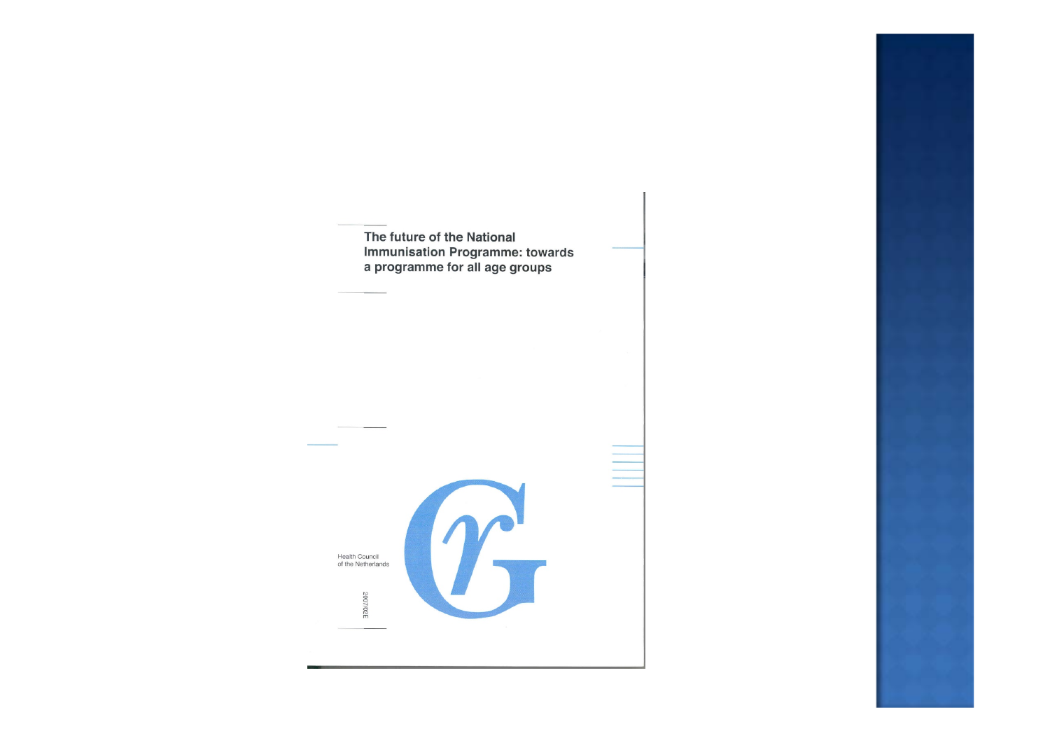# The future of the National Immunisation Programme: towards a programme for all age groups

Health Council of the Netherlands

2007/02E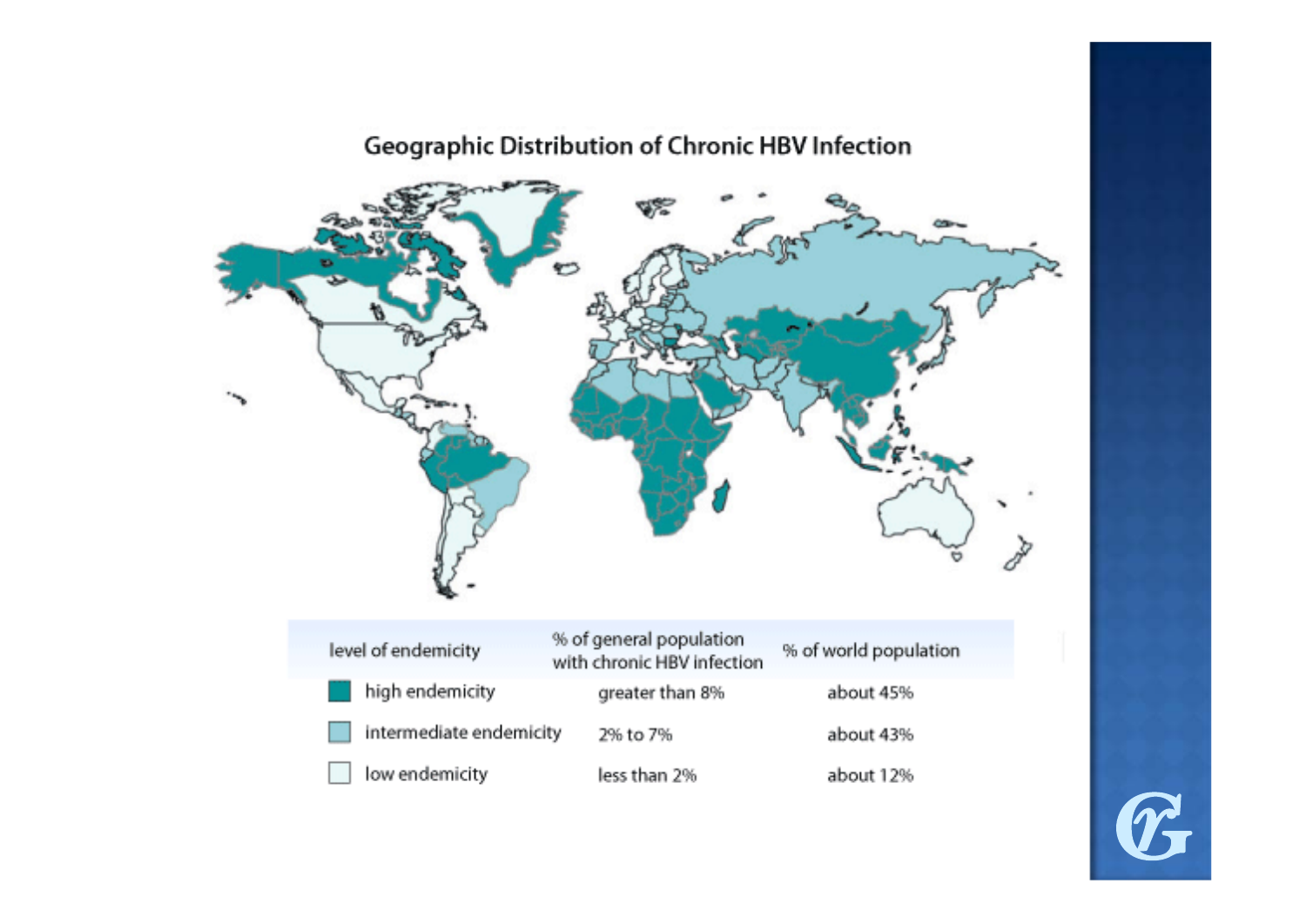## Geographic Distribution of Chronic HBV Infection

| level of endemicity | % of general population with chronic HBV infection | % of world population |
|---|---|---|
| high endemicity | greater than 8% | about 45% |
| intermediate endemicity | 2% to 7% | about 43% |
| low endemicity | less than 2% | about 12% |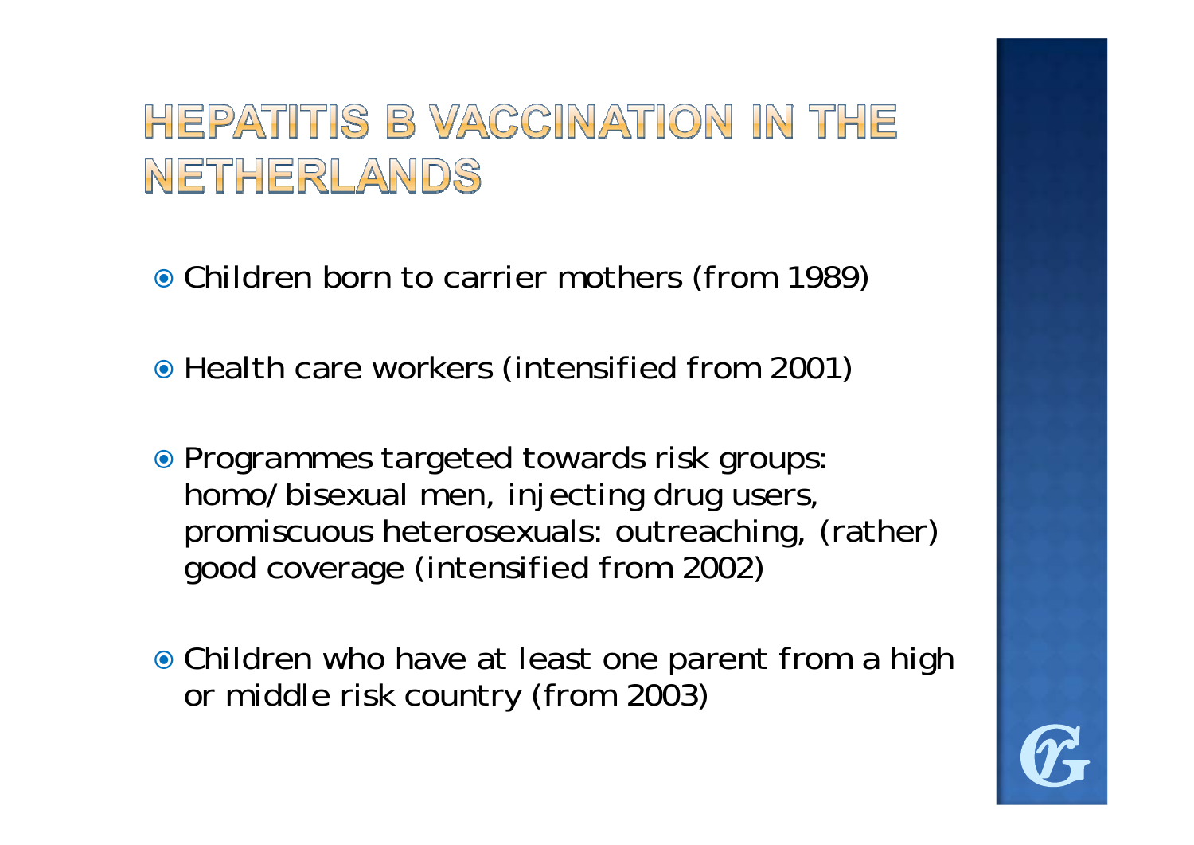# HEPATITIS B VACCINATION IN THE NETHERLANDS

- Children born to carrier mothers (from 1989)
- Health care workers (intensified from 2001)
- Programmes targeted towards risk groups: homo/bisexual men, injecting drug users, promiscuous heterosexuals: outreaching, (rather) good coverage (intensified from 2002)
- Children who have at least one parent from a high or middle risk country (from 2003)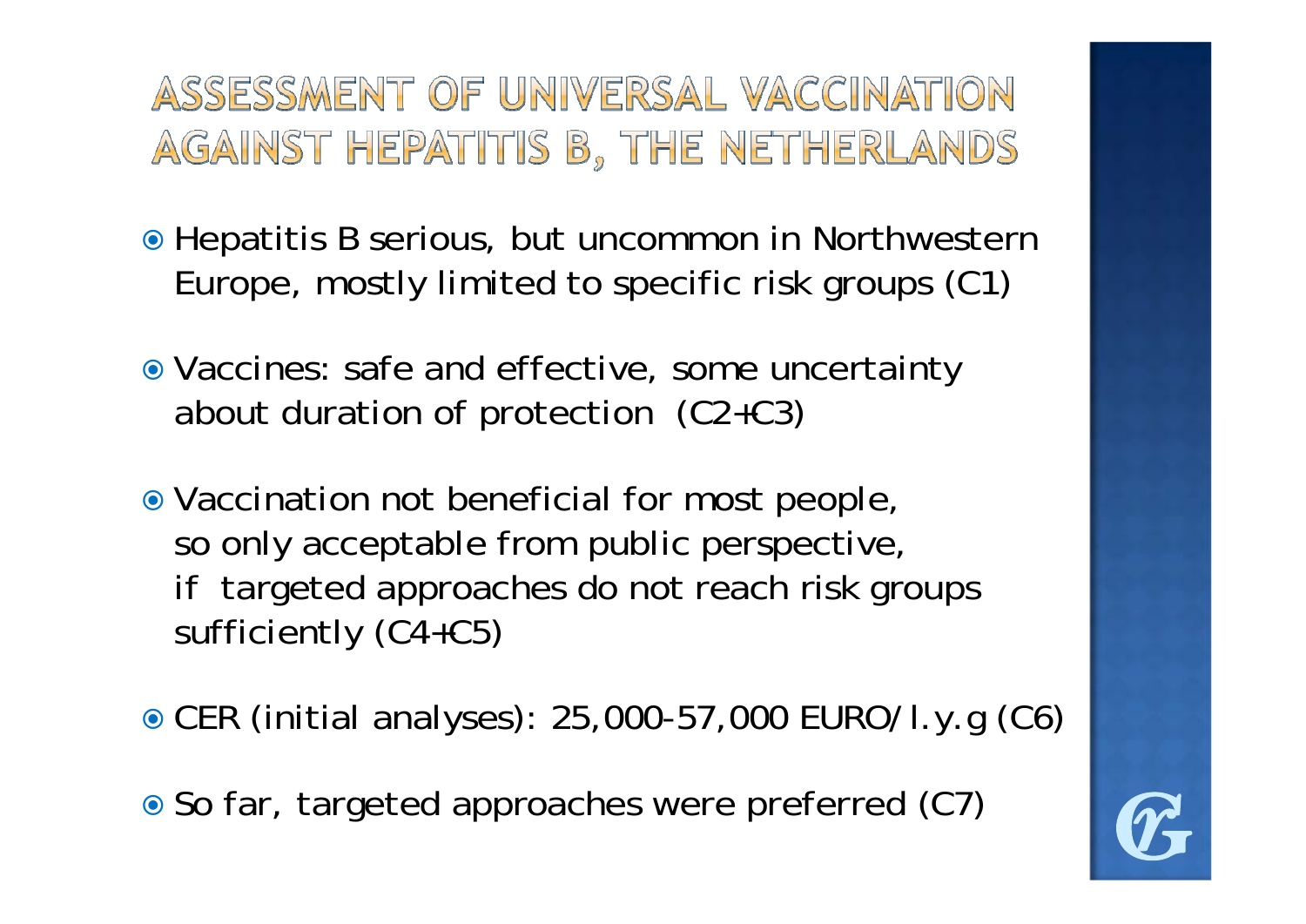# ASSESSMENT OF UNIVERSAL VACCINATION AGAINST HEPATITIS B, THE NETHERLANDS

- Hepatitis B serious, but uncommon in Northwestern Europe, mostly limited to specific risk groups (C1)
- Vaccines: safe and effective, some uncertainty about duration of protection (C2+C3)
- Vaccination not beneficial for most people, so only acceptable from public perspective, if targeted approaches do not reach risk groups sufficiently (C4+C5)
- CER (initial analyses): 25,000-57,000 EURO/l.y.g (C6)
- So far, targeted approaches were preferred (C7)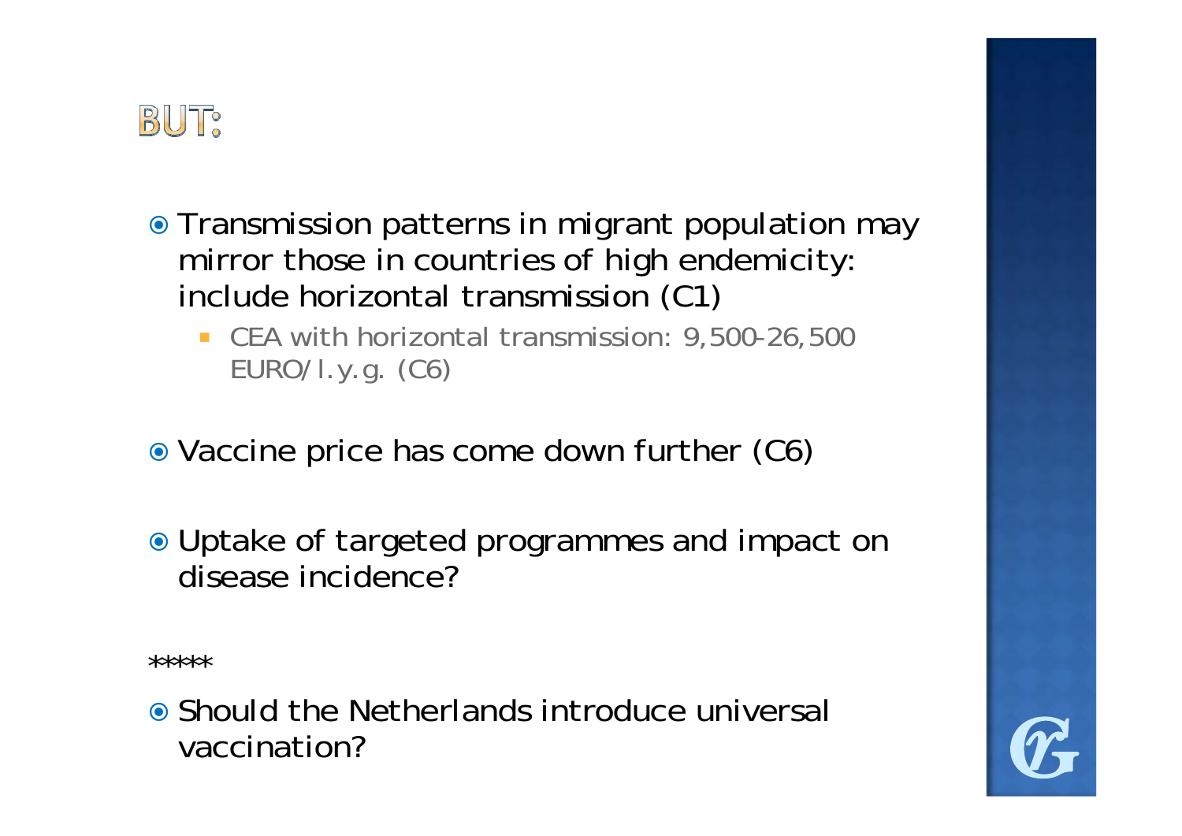# BUT:

- Transmission patterns in migrant population may mirror those in countries of high endemicity: include horizontal transmission (C1)
  - CEA with horizontal transmission: 9,500-26,500 EURO/l.y.g. (C6)
- Vaccine price has come down further (C6)
- Uptake of targeted programmes and impact on disease incidence?

*****

- Should the Netherlands introduce universal vaccination?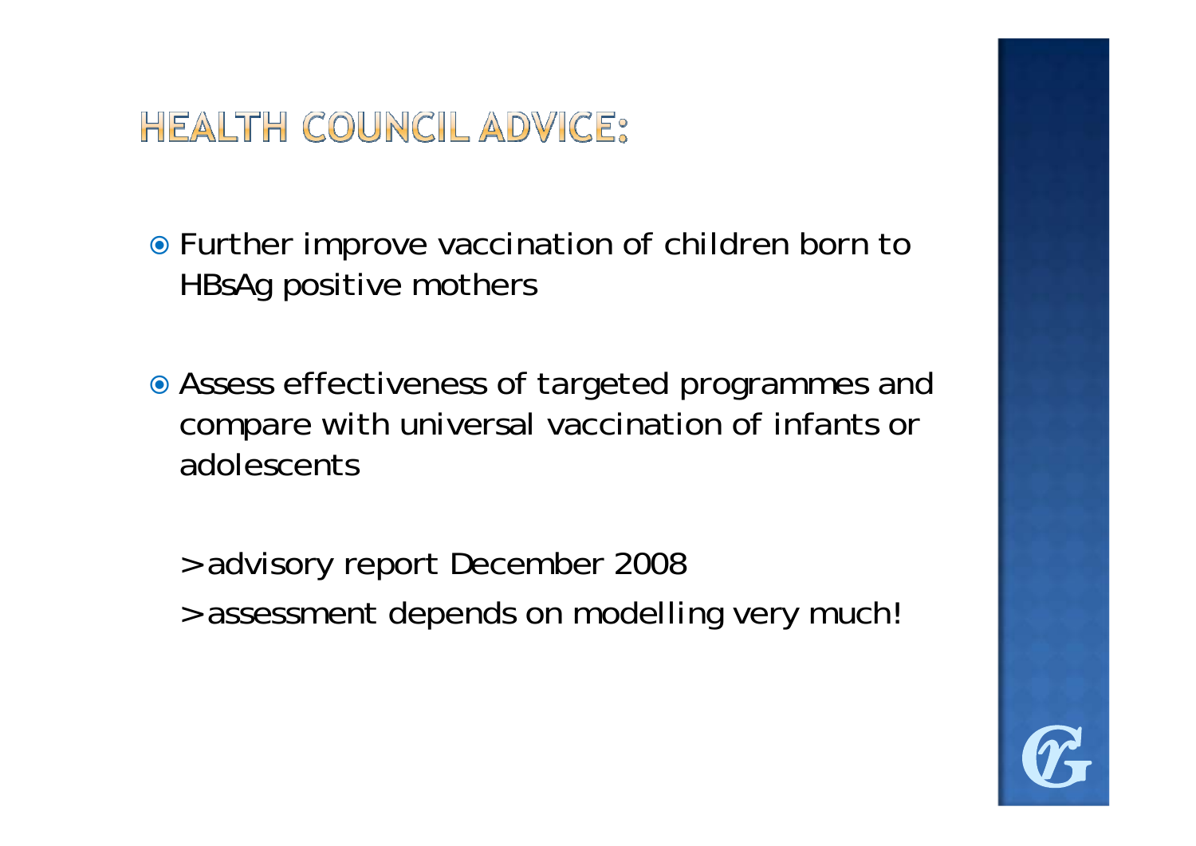# HEALTH COUNCIL ADVICE:

- Further improve vaccination of children born to HBsAg positive mothers

- Assess effectiveness of targeted programmes and compare with universal vaccination of infants or adolescents

  >advisory report December 2008

  >assessment depends on modelling very much!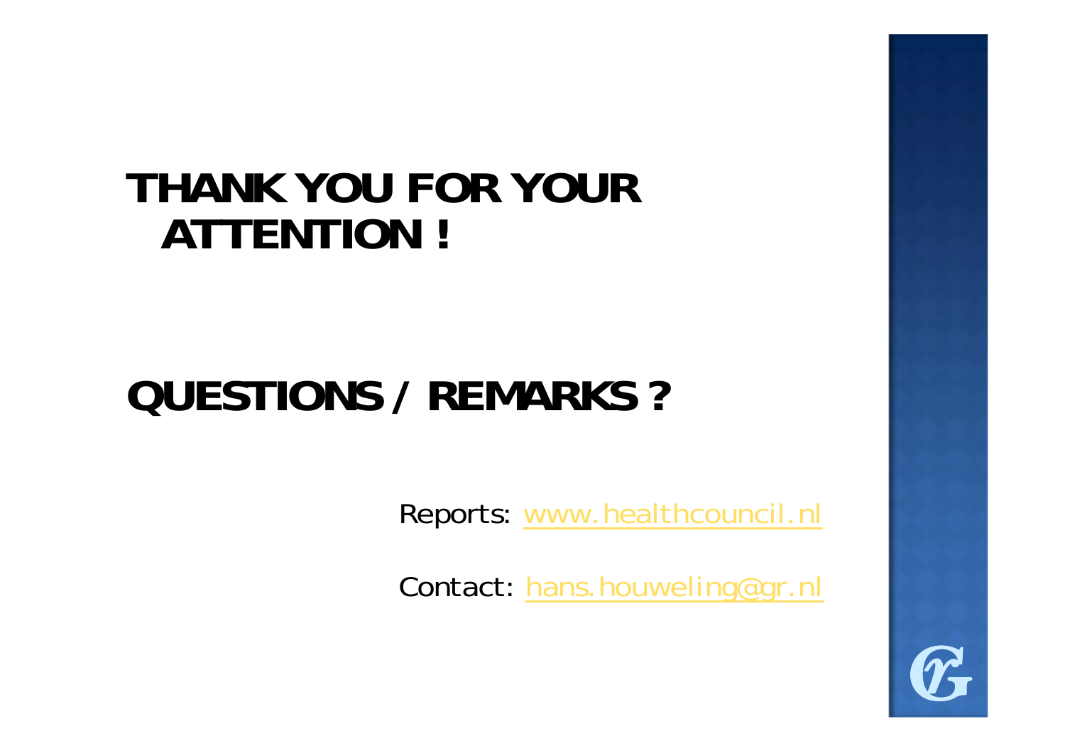# THANK YOU FOR YOUR ATTENTION !

# QUESTIONS / REMARKS ?

Reports: www.healthcouncil.nl

Contact: hans.houweling@gr.nl